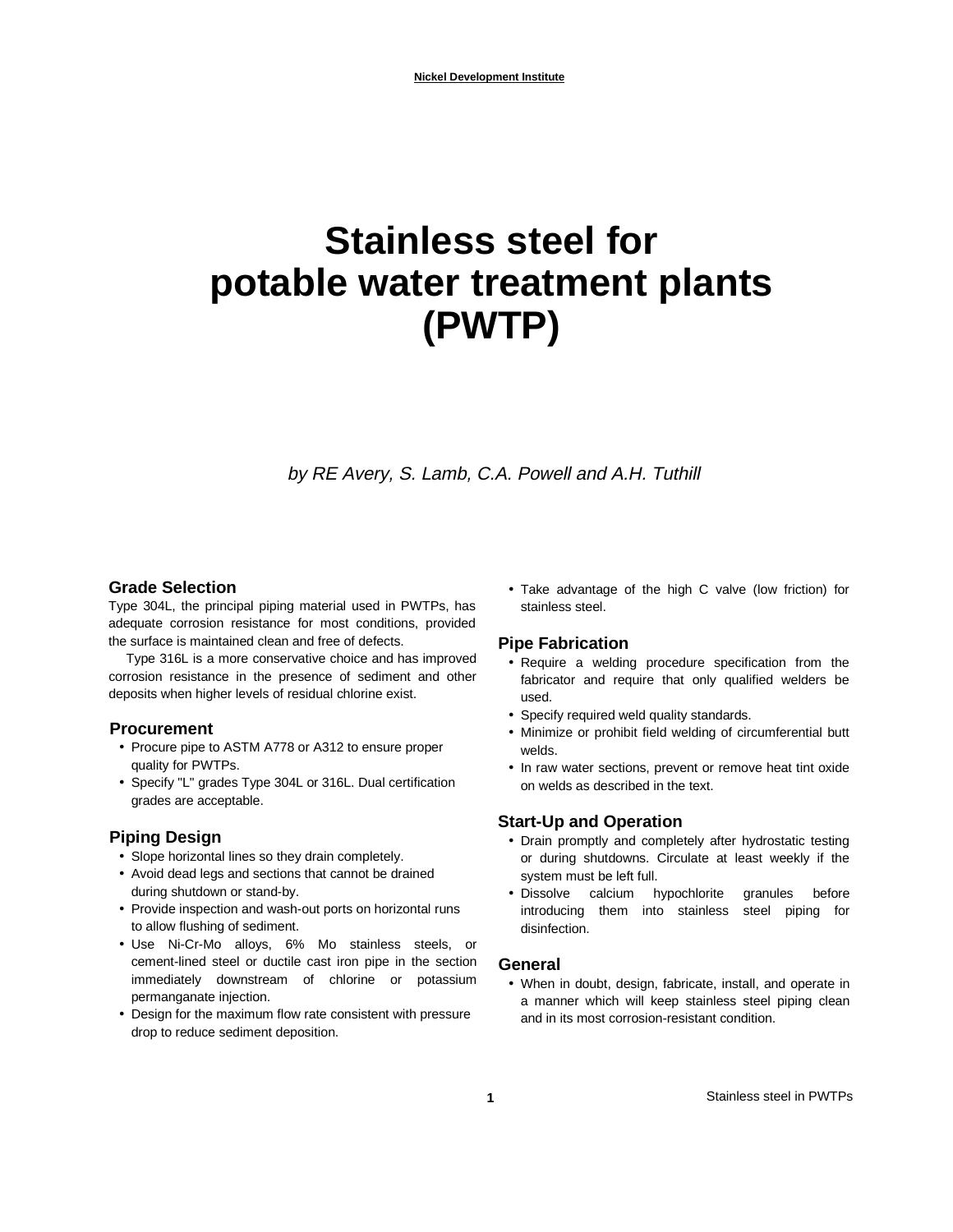# Stainless steel for potable water treatment plants (PWTP)

*by RE Avery, S. Lamb, C.A. Powell and A.H. Tuthill*

## Grade Selection

Type 304L, the principal piping material used in PWTPs, has adequate corrosion resistance for most conditions, provided the surface is maintained clean and free of defects.

Type 316L is a more conservative choice and has improved corrosion resistance in the presence of sediment and other deposits when higher levels of residual chlorine exist.

## Procurement

- Procure pipe to ASTM A778 or A312 to ensure proper quality for PWTPs.
- Specify "L" grades Type 304L or 316L. Dual certification grades are acceptable.

## Piping Design

- Slope horizontal lines so they drain completely.
- Avoid dead legs and sections that cannot be drained during shutdown or stand-by.
- Provide inspection and wash-out ports on horizontal runs to allow flushing of sediment.
- Use Ni-Cr-Mo alloys, 6% Mo stainless steels, or cement-lined steel or ductile cast iron pipe in the section immediately downstream of chlorine or potassium permanganate injection.
- Design for the maximum flow rate consistent with pressure drop to reduce sediment deposition.
- Take advantage of the high C valve (low friction) for stainless steel.

## Pipe Fabrication

- Require a welding procedure specification from the fabricator and require that only qualified welders be used.
- Specify required weld quality standards.
- Minimize or prohibit field welding of circumferential butt welds.
- In raw water sections, prevent or remove heat tint oxide on welds as described in the text.

## Start-Up and Operation

- Drain promptly and completely after hydrostatic testing or during shutdowns. Circulate at least weekly if the system must be left full.
- Dissolve calcium hypochlorite granules before introducing them into stainless steel piping for disinfection.

## General

- When in doubt, design, fabricate, install, and operate in a manner which will keep stainless steel piping clean and in its most corrosion-resistant condition.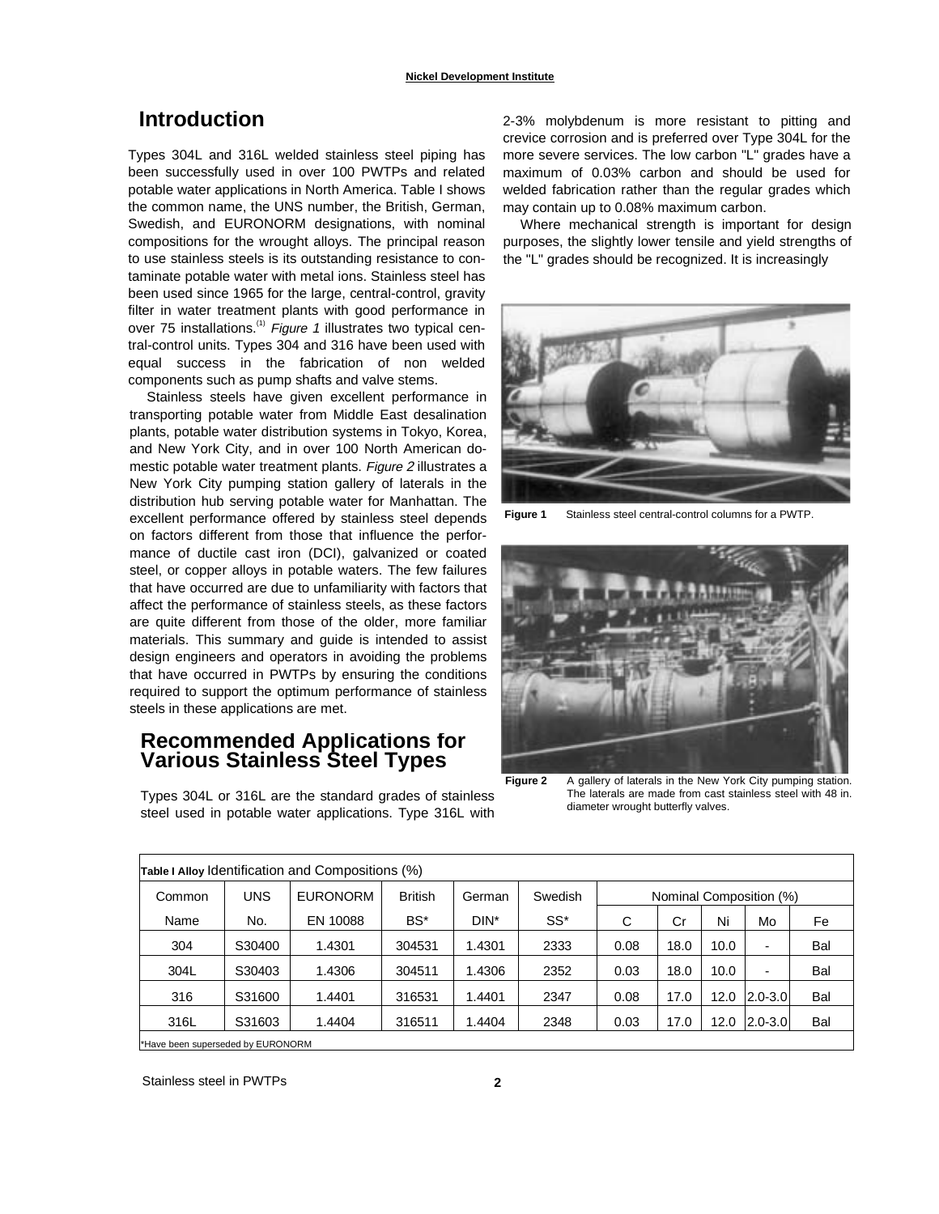## Introduction

Types 304L and 316L welded stainless steel piping has been successfully used in over 100 PWTPs and related potable water applications in North America. Table I shows the common name, the UNS number, the British, German, Swedish, and EURONORM designations, with nominal compositions for the wrought alloys. The principal reason to use stainless steels is its outstanding resistance to contaminate potable water with metal ions. Stainless steel has been used since 1965 for the large, central-control, gravity filter in water treatment plants with good performance in over 75 installations.[1] *Figure 1* illustrates two typical central-control units. Types 304 and 316 have been used with equal success in the fabrication of non welded components such as pump shafts and valve stems.

Stainless steels have given excellent performance in transporting potable water from Middle East desalination plants, potable water distribution systems in Tokyo, Korea, and New York City, and in over 100 North American domestic potable water treatment plants. *Figure 2* illustrates a New York City pumping station gallery of laterals in the distribution hub serving potable water for Manhattan. The excellent performance offered by stainless steel depends on factors different from those that influence the performance of ductile cast iron (DCI), galvanized or coated steel, or copper alloys in potable waters. The few failures that have occurred are due to unfamiliarity with factors that affect the performance of stainless steels, as these factors are quite different from those of the older, more familiar materials. This summary and guide is intended to assist design engineers and operators in avoiding the problems that have occurred in PWTPs by ensuring the conditions required to support the optimum performance of stainless steels in these applications are met.

## Recommended Applications for Various Stainless Steel Types

Types 304L or 316L are the standard grades of stainless steel used in potable water applications. Type 316L with 2-3% molybdenum is more resistant to pitting and crevice corrosion and is preferred over Type 304L for the more severe services. The low carbon "L" grades have a maximum of 0.03% carbon and should be used for welded fabrication rather than the regular grades which may contain up to 0.08% maximum carbon.

Where mechanical strength is important for design purposes, the slightly lower tensile and yield strengths of the "L" grades should be recognized. It is increasingly

**Figure 1** Stainless steel central-control columns for a PWTP.

**Figure 2** A gallery of laterals in the New York City pumping station. The laterals are made from cast stainless steel with 48 in. diameter wrought butterfly valves.

**Table I Alloy** Identification and Compositions (%)

| Common Name | UNS No. | EURONORM EN 10088 | British BS* | German DIN* | Swedish SS* | Nominal Composition (%) C | Cr | Ni | Mo | Fe |
|---|---|---|---|---|---|---|---|---|---|---|
| 304 | S30400 | 1.4301 | 304531 | 1.4301 | 2333 | 0.08 | 18.0 | 10.0 | - | Bal |
| 304L | S30403 | 1.4306 | 304511 | 1.4306 | 2352 | 0.03 | 18.0 | 10.0 | - | Bal |
| 316 | S31600 | 1.4401 | 316531 | 1.4401 | 2347 | 0.08 | 17.0 | 12.0 | 2.0-3.0 | Bal |
| 316L | S31603 | 1.4404 | 316511 | 1.4404 | 2348 | 0.03 | 17.0 | 12.0 | 2.0-3.0 | Bal |

*Have been superseded by EURONORM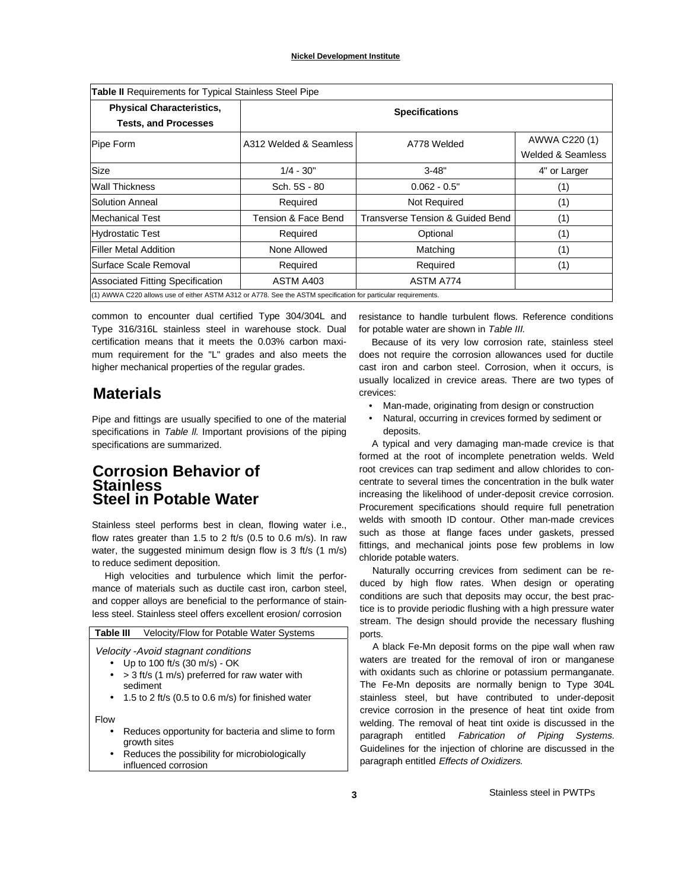**Table II** Requirements for Typical Stainless Steel Pipe

| Physical Characteristics, Tests, and Processes | Specifications | | |
|---|---|---|---|
| Pipe Form | A312 Welded & Seamless | A778 Welded | AWWA C220 (1) Welded & Seamless |
| Size | 1/4 - 30" | 3-48" | 4" or Larger |
| Wall Thickness | Sch. 5S - 80 | 0.062 - 0.5" | (1) |
| Solution Anneal | Required | Not Required | (1) |
| Mechanical Test | Tension & Face Bend | Transverse Tension & Guided Bend | (1) |
| Hydrostatic Test | Required | Optional | (1) |
| Filler Metal Addition | None Allowed | Matching | (1) |
| Surface Scale Removal | Required | Required | (1) |
| Associated Fitting Specification | ASTM A403 | ASTM A774 | |

(1) AWWA C220 allows use of either ASTM A312 or A778. See the ASTM specification for particular requirements.

common to encounter dual certified Type 304/304L and Type 316/316L stainless steel in warehouse stock. Dual certification means that it meets the 0.03% carbon maximum requirement for the "L" grades and also meets the higher mechanical properties of the regular grades.

## Materials

Pipe and fittings are usually specified to one of the material specifications in *Table ll.* Important provisions of the piping specifications are summarized.

## Corrosion Behavior of Stainless Steel in Potable Water

Stainless steel performs best in clean, flowing water i.e., flow rates greater than 1.5 to 2 ft/s (0.5 to 0.6 m/s). In raw water, the suggested minimum design flow is 3 ft/s (1 m/s) to reduce sediment deposition.

High velocities and turbulence which limit the performance of materials such as ductile cast iron, carbon steel, and copper alloys are beneficial to the performance of stainless steel. Stainless steel offers excellent erosion/ corrosion resistance to handle turbulent flows. Reference conditions for potable water are shown in *Table III.*

**Table III** Velocity/Flow for Potable Water Systems

*Velocity -Avoid stagnant conditions*

- Up to 100 ft/s (30 m/s) - OK
- > 3 ft/s (1 m/s) preferred for raw water with sediment
- 1.5 to 2 ft/s (0.5 to 0.6 m/s) for finished water

Flow

- Reduces opportunity for bacteria and slime to form growth sites
- Reduces the possibility for microbiologically influenced corrosion

Because of its very low corrosion rate, stainless steel does not require the corrosion allowances used for ductile cast iron and carbon steel. Corrosion, when it occurs, is usually localized in crevice areas. There are two types of crevices:

- Man-made, originating from design or construction
- Natural, occurring in crevices formed by sediment or deposits.

A typical and very damaging man-made crevice is that formed at the root of incomplete penetration welds. Weld root crevices can trap sediment and allow chlorides to concentrate to several times the concentration in the bulk water increasing the likelihood of under-deposit crevice corrosion. Procurement specifications should require full penetration welds with smooth ID contour. Other man-made crevices such as those at flange faces under gaskets, pressed fittings, and mechanical joints pose few problems in low chloride potable waters.

Naturally occurring crevices from sediment can be reduced by high flow rates. When design or operating conditions are such that deposits may occur, the best practice is to provide periodic flushing with a high pressure water stream. The design should provide the necessary flushing ports.

A black Fe-Mn deposit forms on the pipe wall when raw waters are treated for the removal of iron or manganese with oxidants such as chlorine or potassium permanganate. The Fe-Mn deposits are normally benign to Type 304L stainless steel, but have contributed to under-deposit crevice corrosion in the presence of heat tint oxide from welding. The removal of heat tint oxide is discussed in the paragraph entitled *Fabrication of Piping Systems.* Guidelines for the injection of chlorine are discussed in the paragraph entitled *Effects of Oxidizers.*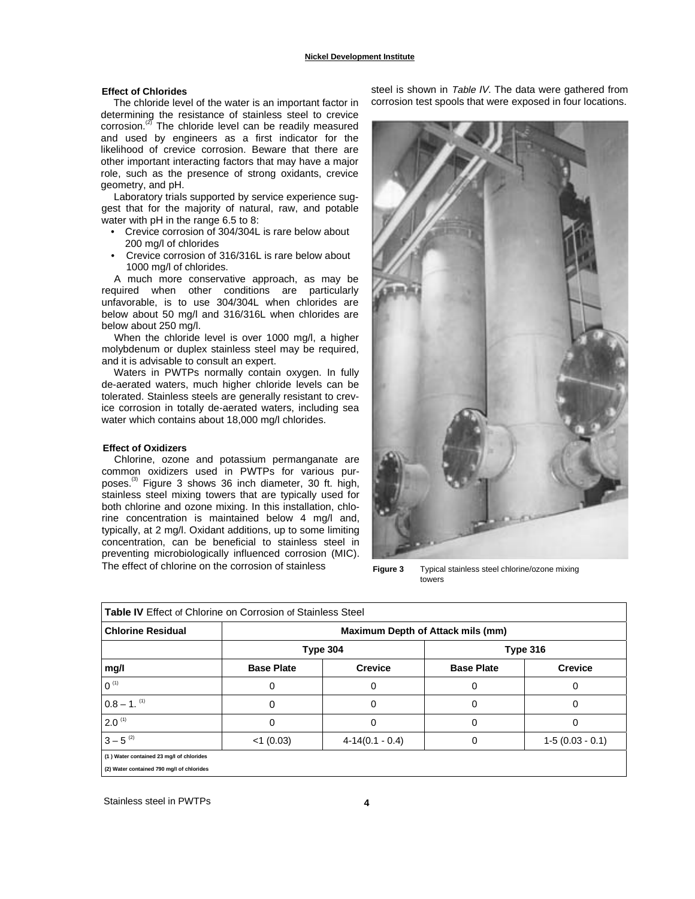### Effect of Chlorides

The chloride level of the water is an important factor in determining the resistance of stainless steel to crevice corrosion.[2] The chloride level can be readily measured and used by engineers as a first indicator for the likelihood of crevice corrosion. Beware that there are other important interacting factors that may have a major role, such as the presence of strong oxidants, crevice geometry, and pH.

Laboratory trials supported by service experience suggest that for the majority of natural, raw, and potable water with pH in the range 6.5 to 8:

- Crevice corrosion of 304/304L is rare below about 200 mg/l of chlorides
- Crevice corrosion of 316/316L is rare below about 1000 mg/l of chlorides.

A much more conservative approach, as may be required when other conditions are particularly unfavorable, is to use 304/304L when chlorides are below about 50 mg/l and 316/316L when chlorides are below about 250 mg/l.

When the chloride level is over 1000 mg/l, a higher molybdenum or duplex stainless steel may be required, and it is advisable to consult an expert.

Waters in PWTPs normally contain oxygen. In fully de-aerated waters, much higher chloride levels can be tolerated. Stainless steels are generally resistant to crevice corrosion in totally de-aerated waters, including sea water which contains about 18,000 mg/l chlorides.

### Effect of Oxidizers

Chlorine, ozone and potassium permanganate are common oxidizers used in PWTPs for various purposes.[3] Figure 3 shows 36 inch diameter, 30 ft. high, stainless steel mixing towers that are typically used for both chlorine and ozone mixing. In this installation, chlorine concentration is maintained below 4 mg/l and, typically, at 2 mg/l. Oxidant additions, up to some limiting concentration, can be beneficial to stainless steel in preventing microbiologically influenced corrosion (MIC). The effect of chlorine on the corrosion of stainless steel is shown in *Table IV*. The data were gathered from corrosion test spools that were exposed in four locations.

**Figure 3** Typical stainless steel chlorine/ozone mixing towers

**Table IV** Effect of Chlorine on Corrosion of Stainless Steel

| Chlorine Residual | Maximum Depth of Attack mils (mm) | | | |
|---|---|---|---|---|
| | Type 304 | | Type 316 | |
| mg/l | Base Plate | Crevice | Base Plate | Crevice |
| 0 [1] | 0 | 0 | 0 | 0 |
| 0.8 – 1. [1] | 0 | 0 | 0 | 0 |
| 2.0 [1] | 0 | 0 | 0 | 0 |
| 3 – 5 [2] | <1 (0.03) | 4-14(0.1 - 0.4) | 0 | 1-5 (0.03 - 0.1) |

(1) Water contained 23 mg/l of chlorides

(2) Water contained 790 mg/l of chlorides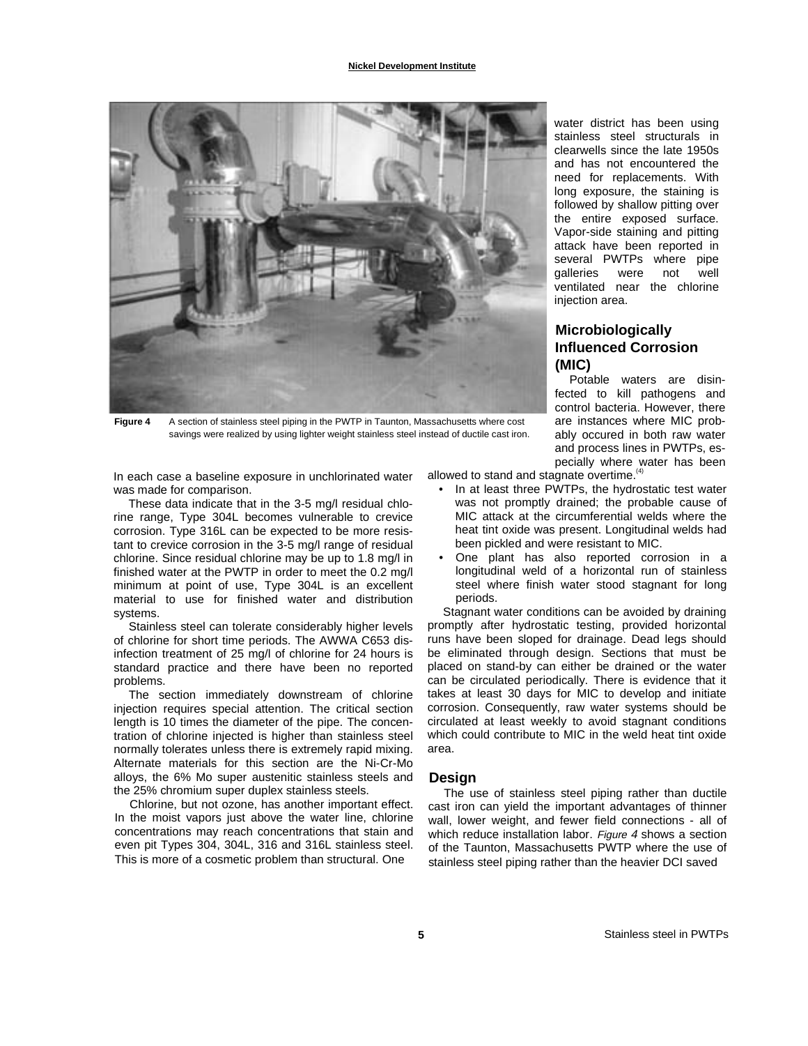Figure 4 A section of stainless steel piping in the PWTP in Taunton, Massachusetts where cost savings were realized by using lighter weight stainless steel instead of ductile cast iron.

In each case a baseline exposure in unchlorinated water was made for comparison.

These data indicate that in the 3-5 mg/l residual chlorine range, Type 304L becomes vulnerable to crevice corrosion. Type 316L can be expected to be more resistant to crevice corrosion in the 3-5 mg/l range of residual chlorine. Since residual chlorine may be up to 1.8 mg/l in finished water at the PWTP in order to meet the 0.2 mg/l minimum at point of use, Type 304L is an excellent material to use for finished water and distribution systems.

Stainless steel can tolerate considerably higher levels of chlorine for short time periods. The AWWA C653 disinfection treatment of 25 mg/l of chlorine for 24 hours is standard practice and there have been no reported problems.

The section immediately downstream of chlorine injection requires special attention. The critical section length is 10 times the diameter of the pipe. The concentration of chlorine injected is higher than stainless steel normally tolerates unless there is extremely rapid mixing. Alternate materials for this section are the Ni-Cr-Mo alloys, the 6% Mo super austenitic stainless steels and the 25% chromium super duplex stainless steels.

Chlorine, but not ozone, has another important effect. In the moist vapors just above the water line, chlorine concentrations may reach concentrations that stain and even pit Types 304, 304L, 316 and 316L stainless steel. This is more of a cosmetic problem than structural. One water district has been using stainless steel structurals in clearwells since the late 1950s and has not encountered the need for replacements. With long exposure, the staining is followed by shallow pitting over the entire exposed surface. Vapor-side staining and pitting attack have been reported in several PWTPs where pipe galleries were not well ventilated near the chlorine injection area.

## Microbiologically Influenced Corrosion (MIC)

Potable waters are disinfected to kill pathogens and control bacteria. However, there are instances where MIC probably occured in both raw water and process lines in PWTPs, especially where water has been allowed to stand and stagnate overtime.[4]

- In at least three PWTPs, the hydrostatic test water was not promptly drained; the probable cause of MIC attack at the circumferential welds where the heat tint oxide was present. Longitudinal welds had been pickled and were resistant to MIC.
- One plant has also reported corrosion in a longitudinal weld of a horizontal run of stainless steel where finish water stood stagnant for long periods.

Stagnant water conditions can be avoided by draining promptly after hydrostatic testing, provided horizontal runs have been sloped for drainage. Dead legs should be eliminated through design. Sections that must be placed on stand-by can either be drained or the water can be circulated periodically. There is evidence that it takes at least 30 days for MIC to develop and initiate corrosion. Consequently, raw water systems should be circulated at least weekly to avoid stagnant conditions which could contribute to MIC in the weld heat tint oxide area.

## Design

The use of stainless steel piping rather than ductile cast iron can yield the important advantages of thinner wall, lower weight, and fewer field connections - all of which reduce installation labor. *Figure 4* shows a section of the Taunton, Massachusetts PWTP where the use of stainless steel piping rather than the heavier DCI saved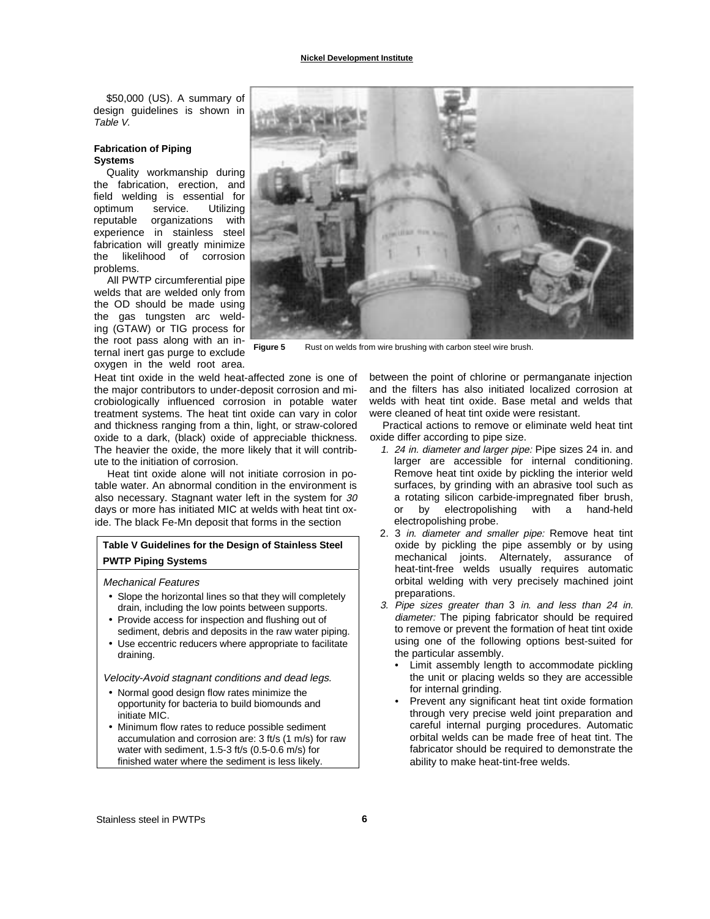$50,000 (US). A summary of design guidelines is shown in *Table V.*

### Fabrication of Piping Systems

Quality workmanship during the fabrication, erection, and field welding is essential for optimum service. Utilizing reputable organizations with experience in stainless steel fabrication will greatly minimize the likelihood of corrosion problems.

All PWTP circumferential pipe welds that are welded only from the OD should be made using the gas tungsten arc welding (GTAW) or TIG process for the root pass along with an internal inert gas purge to exclude oxygen in the weld root area. Heat tint oxide in the weld heat-affected zone is one of the major contributors to under-deposit corrosion and microbiologically influenced corrosion in potable water treatment systems. The heat tint oxide can vary in color and thickness ranging from a thin, light, or straw-colored oxide to a dark, (black) oxide of appreciable thickness. The heavier the oxide, the more likely that it will contribute to the initiation of corrosion.

Heat tint oxide alone will not initiate corrosion in potable water. An abnormal condition in the environment is also necessary. Stagnant water left in the system for *30* days or more has initiated MIC at welds with heat tint oxide. The black Fe-Mn deposit that forms in the section between the point of chlorine or permanganate injection and the filters has also initiated localized corrosion at welds with heat tint oxide. Base metal and welds that were cleaned of heat tint oxide were resistant.

**Figure 5** Rust on welds from wire brushing with carbon steel wire brush.

| Table V Guidelines for the Design of Stainless Steel PWTP Piping Systems |
|---|
| *Mechanical Features*<br>• Slope the horizontal lines so that they will completely drain, including the low points between supports.<br>• Provide access for inspection and flushing out of sediment, debris and deposits in the raw water piping.<br>• Use eccentric reducers where appropriate to facilitate draining.<br><br>*Velocity-Avoid stagnant conditions and dead legs.*<br>• Normal good design flow rates minimize the opportunity for bacteria to build biomounds and initiate MIC.<br>• Minimum flow rates to reduce possible sediment accumulation and corrosion are: 3 ft/s (1 m/s) for raw water with sediment, 1.5-3 ft/s (0.5-0.6 m/s) for finished water where the sediment is less likely. |

Practical actions to remove or eliminate weld heat tint oxide differ according to pipe size.

1. *24 in. diameter and larger pipe:* Pipe sizes 24 in. and larger are accessible for internal conditioning. Remove heat tint oxide by pickling the interior weld surfaces, by grinding with an abrasive tool such as a rotating silicon carbide-impregnated fiber brush, or by electropolishing with a hand-held electropolishing probe.
2. 3 *in. diameter and smaller pipe:* Remove heat tint oxide by pickling the pipe assembly or by using mechanical joints. Alternately, assurance of heat-tint-free welds usually requires automatic orbital welding with very precisely machined joint preparations.
3. *Pipe sizes greater than* 3 *in. and less than 24 in. diameter:* The piping fabricator should be required to remove or prevent the formation of heat tint oxide using one of the following options best-suited for the particular assembly.
   - Limit assembly length to accommodate pickling the unit or placing welds so they are accessible for internal grinding.
   - Prevent any significant heat tint oxide formation through very precise weld joint preparation and careful internal purging procedures. Automatic orbital welds can be made free of heat tint. The fabricator should be required to demonstrate the ability to make heat-tint-free welds.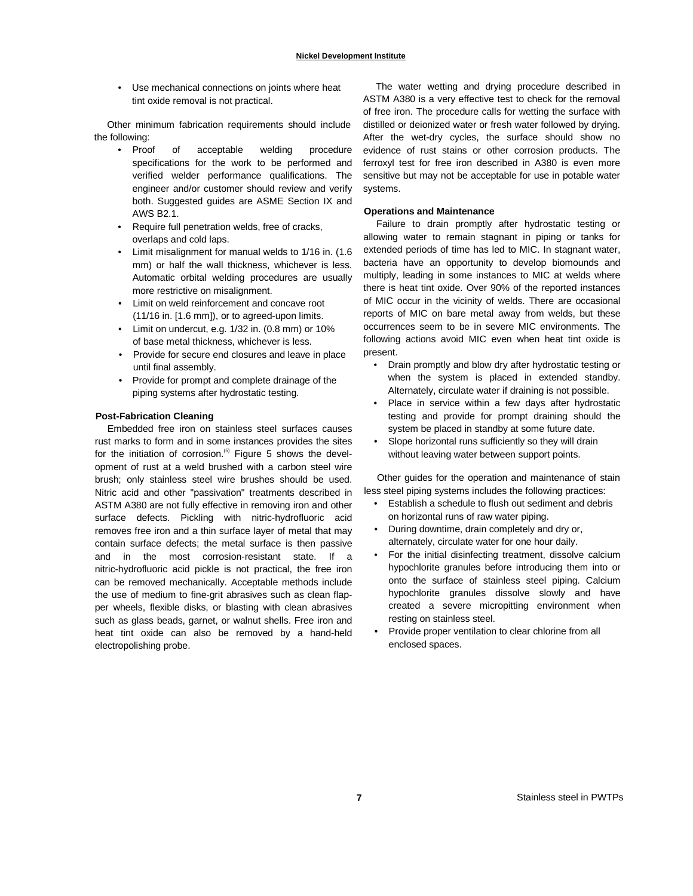- Use mechanical connections on joints where heat tint oxide removal is not practical.

Other minimum fabrication requirements should include the following:

- Proof of acceptable welding procedure specifications for the work to be performed and verified welder performance qualifications. The engineer and/or customer should review and verify both. Suggested guides are ASME Section IX and AWS B2.1.
- Require full penetration welds, free of cracks, overlaps and cold laps.
- Limit misalignment for manual welds to 1/16 in. (1.6 mm) or half the wall thickness, whichever is less. Automatic orbital welding procedures are usually more restrictive on misalignment.
- Limit on weld reinforcement and concave root (11/16 in. [1.6 mm]), or to agreed-upon limits.
- Limit on undercut, e.g. 1/32 in. (0.8 mm) or 10% of base metal thickness, whichever is less.
- Provide for secure end closures and leave in place until final assembly.
- Provide for prompt and complete drainage of the piping systems after hydrostatic testing.

### Post-Fabrication Cleaning

Embedded free iron on stainless steel surfaces causes rust marks to form and in some instances provides the sites for the initiation of corrosion.[5] Figure 5 shows the development of rust at a weld brushed with a carbon steel wire brush; only stainless steel wire brushes should be used. Nitric acid and other "passivation" treatments described in ASTM A380 are not fully effective in removing iron and other surface defects. Pickling with nitric-hydrofluoric acid removes free iron and a thin surface layer of metal that may contain surface defects; the metal surface is then passive and in the most corrosion-resistant state. If a nitric-hydrofluoric acid pickle is not practical, the free iron can be removed mechanically. Acceptable methods include the use of medium to fine-grit abrasives such as clean flapper wheels, flexible disks, or blasting with clean abrasives such as glass beads, garnet, or walnut shells. Free iron and heat tint oxide can also be removed by a hand-held electropolishing probe.

The water wetting and drying procedure described in ASTM A380 is a very effective test to check for the removal of free iron. The procedure calls for wetting the surface with distilled or deionized water or fresh water followed by drying. After the wet-dry cycles, the surface should show no evidence of rust stains or other corrosion products. The ferroxyl test for free iron described in A380 is even more sensitive but may not be acceptable for use in potable water systems.

### Operations and Maintenance

Failure to drain promptly after hydrostatic testing or allowing water to remain stagnant in piping or tanks for extended periods of time has led to MIC. In stagnant water, bacteria have an opportunity to develop biomounds and multiply, leading in some instances to MIC at welds where there is heat tint oxide. Over 90% of the reported instances of MIC occur in the vicinity of welds. There are occasional reports of MIC on bare metal away from welds, but these occurrences seem to be in severe MIC environments. The following actions avoid MIC even when heat tint oxide is present.

- Drain promptly and blow dry after hydrostatic testing or when the system is placed in extended standby. Alternately, circulate water if draining is not possible.
- Place in service within a few days after hydrostatic testing and provide for prompt draining should the system be placed in standby at some future date.
- Slope horizontal runs sufficiently so they will drain without leaving water between support points.

Other guides for the operation and maintenance of stain less steel piping systems includes the following practices:

- Establish a schedule to flush out sediment and debris on horizontal runs of raw water piping.
- During downtime, drain completely and dry or, alternately, circulate water for one hour daily.
- For the initial disinfecting treatment, dissolve calcium hypochlorite granules before introducing them into or onto the surface of stainless steel piping. Calcium hypochlorite granules dissolve slowly and have created a severe micropitting environment when resting on stainless steel.
- Provide proper ventilation to clear chlorine from all enclosed spaces.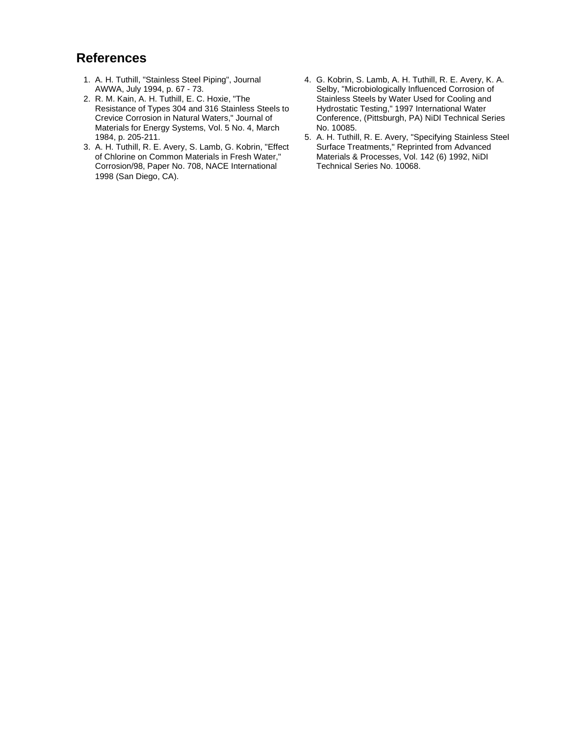## References

1. A. H. Tuthill, "Stainless Steel Piping", Journal AWWA, July 1994, p. 67 - 73.
2. R. M. Kain, A. H. Tuthill, E. C. Hoxie, "The Resistance of Types 304 and 316 Stainless Steels to Crevice Corrosion in Natural Waters," Journal of Materials for Energy Systems, Vol. 5 No. 4, March 1984, p. 205-211.
3. A. H. Tuthill, R. E. Avery, S. Lamb, G. Kobrin, "Effect of Chlorine on Common Materials in Fresh Water," Corrosion/98, Paper No. 708, NACE International 1998 (San Diego, CA).
4. G. Kobrin, S. Lamb, A. H. Tuthill, R. E. Avery, K. A. Selby, "Microbiologically Influenced Corrosion of Stainless Steels by Water Used for Cooling and Hydrostatic Testing," 1997 International Water Conference, (Pittsburgh, PA) NiDI Technical Series No. 10085.
5. A. H. Tuthill, R. E. Avery, "Specifying Stainless Steel Surface Treatments," Reprinted from Advanced Materials & Processes, Vol. 142 (6) 1992, NiDI Technical Series No. 10068.